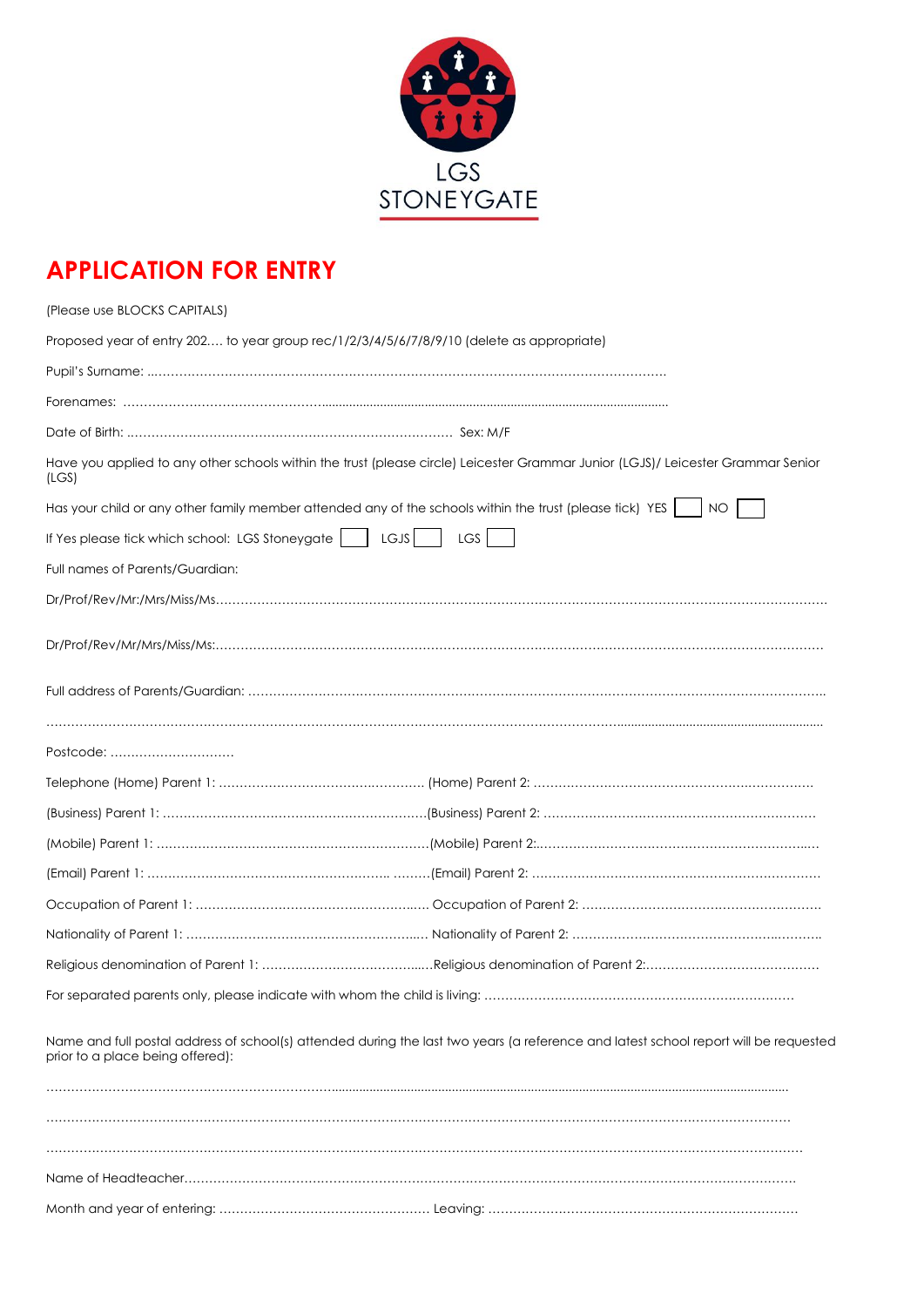LGS
STONEYGATE

# APPLICATION FOR ENTRY

(Please use BLOCKS CAPITALS)

Proposed year of entry 202…. to year group rec/1/2/3/4/5/6/7/8/9/10 (delete as appropriate)

Pupil's Surname: ……………………………………………………………………………………………………

Forenames: ……………………………………………………………………………………………………

Date of Birth: …………………………………………………………………… Sex: M/F

Have you applied to any other schools within the trust (please circle) Leicester Grammar Junior (LGJS)/ Leicester Grammar Senior (LGS)

Has your child or any other family member attended any of the schools within the trust (please tick) YES ☐ NO ☐

If Yes please tick which school: LGS Stoneygate ☐ LGJS ☐ LGS ☐

Full names of Parents/Guardian:

Dr/Prof/Rev/Mr:/Mrs/Miss/Ms……………………………………………………………………………………………………

Dr/Prof/Rev/Mr/Mrs/Miss/Ms:……………………………………………………………………………………………………

Full address of Parents/Guardian: ……………………………………………………………………………………………………

……………………………………………………………………………………………………

Postcode: …………………………

Telephone (Home) Parent 1: …………………………………………… (Home) Parent 2: ……………………………………………

(Business) Parent 1: ……………………………………………(Business) Parent 2: ……………………………………………

(Mobile) Parent 1: ……………………………………………(Mobile) Parent 2:……………………………………………

(Email) Parent 1: …………………………………………… ………(Email) Parent 2: ……………………………………………

Occupation of Parent 1: …………………………………………… Occupation of Parent 2: ……………………………………………

Nationality of Parent 1: …………………………………………… Nationality of Parent 2: ……………………………………………

Religious denomination of Parent 1: ……………………………………Religious denomination of Parent 2:……………………………………

For separated parents only, please indicate with whom the child is living: ……………………………………………

Name and full postal address of school(s) attended during the last two years (a reference and latest school report will be requested prior to a place being offered):

……………………………………………………………………………………………………

……………………………………………………………………………………………………

……………………………………………………………………………………………………

Name of Headteacher……………………………………………………………………………………………………

Month and year of entering: …………………………………………… Leaving: ……………………………………………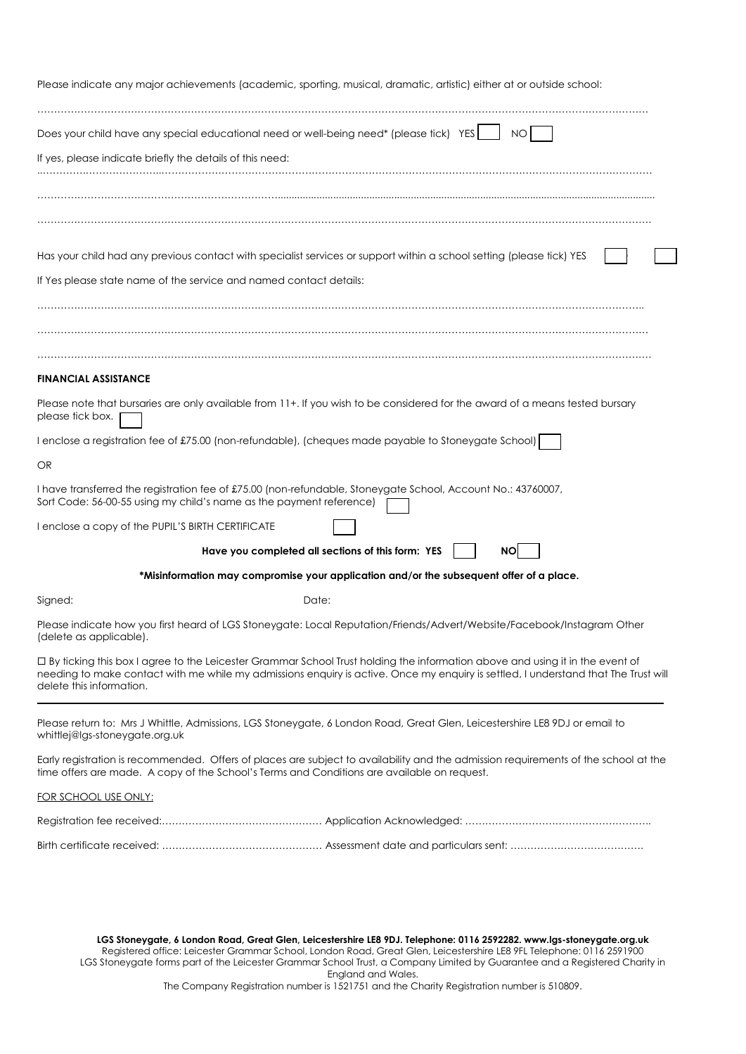Please indicate any major achievements (academic, sporting, musical, dramatic, artistic) either at or outside school:

…………………………………………………………………………………………………………………………………………………………

Does your child have any special educational need or well-being need* (please tick) YES ☐ NO ☐

If yes, please indicate briefly the details of this need:

…………………………………………………………………………………………………………………………………………………………

…………………………………………………………………………………………………………………………………………………………

…………………………………………………………………………………………………………………………………………………………

Has your child had any previous contact with specialist services or support within a school setting (please tick) YES ☐ ☐

If Yes please state name of the service and named contact details:

…………………………………………………………………………………………………………………………………………………………

…………………………………………………………………………………………………………………………………………………………

…………………………………………………………………………………………………………………………………………………………

**FINANCIAL ASSISTANCE**

Please note that bursaries are only available from 11+. If you wish to be considered for the award of a means tested bursary please tick box. ☐

I enclose a registration fee of £75.00 (non-refundable), (cheques made payable to Stoneygate School) ☐

OR

I have transferred the registration fee of £75.00 (non-refundable, Stoneygate School, Account No.: 43760007, Sort Code: 56-00-55 using my child's name as the payment reference) ☐

I enclose a copy of the PUPIL'S BIRTH CERTIFICATE ☐

**Have you completed all sections of this form: YES ☐ NO ☐**

**\*Misinformation may compromise your application and/or the subsequent offer of a place.**

Signed: Date:

Please indicate how you first heard of LGS Stoneygate: Local Reputation/Friends/Advert/Website/Facebook/Instagram Other (delete as applicable).

☐ By ticking this box I agree to the Leicester Grammar School Trust holding the information above and using it in the event of needing to make contact with me while my admissions enquiry is active. Once my enquiry is settled, I understand that The Trust will delete this information.

---

Please return to: Mrs J Whittle, Admissions, LGS Stoneygate, 6 London Road, Great Glen, Leicestershire LE8 9DJ or email to whittlej@lgs-stoneygate.org.uk

Early registration is recommended. Offers of places are subject to availability and the admission requirements of the school at the time offers are made. A copy of the School's Terms and Conditions are available on request.

FOR SCHOOL USE ONLY:

Registration fee received:………………………………………… Application Acknowledged: ………………………………………………..

Birth certificate received: ………………………………………… Assessment date and particulars sent: ………………………………….

**LGS Stoneygate, 6 London Road, Great Glen, Leicestershire LE8 9DJ. Telephone: 0116 2592282. www.lgs-stoneygate.org.uk**
Registered office: Leicester Grammar School, London Road, Great Glen, Leicestershire LE8 9FL Telephone: 0116 2591900
LGS Stoneygate forms part of the Leicester Grammar School Trust, a Company Limited by Guarantee and a Registered Charity in England and Wales.
The Company Registration number is 1521751 and the Charity Registration number is 510809.